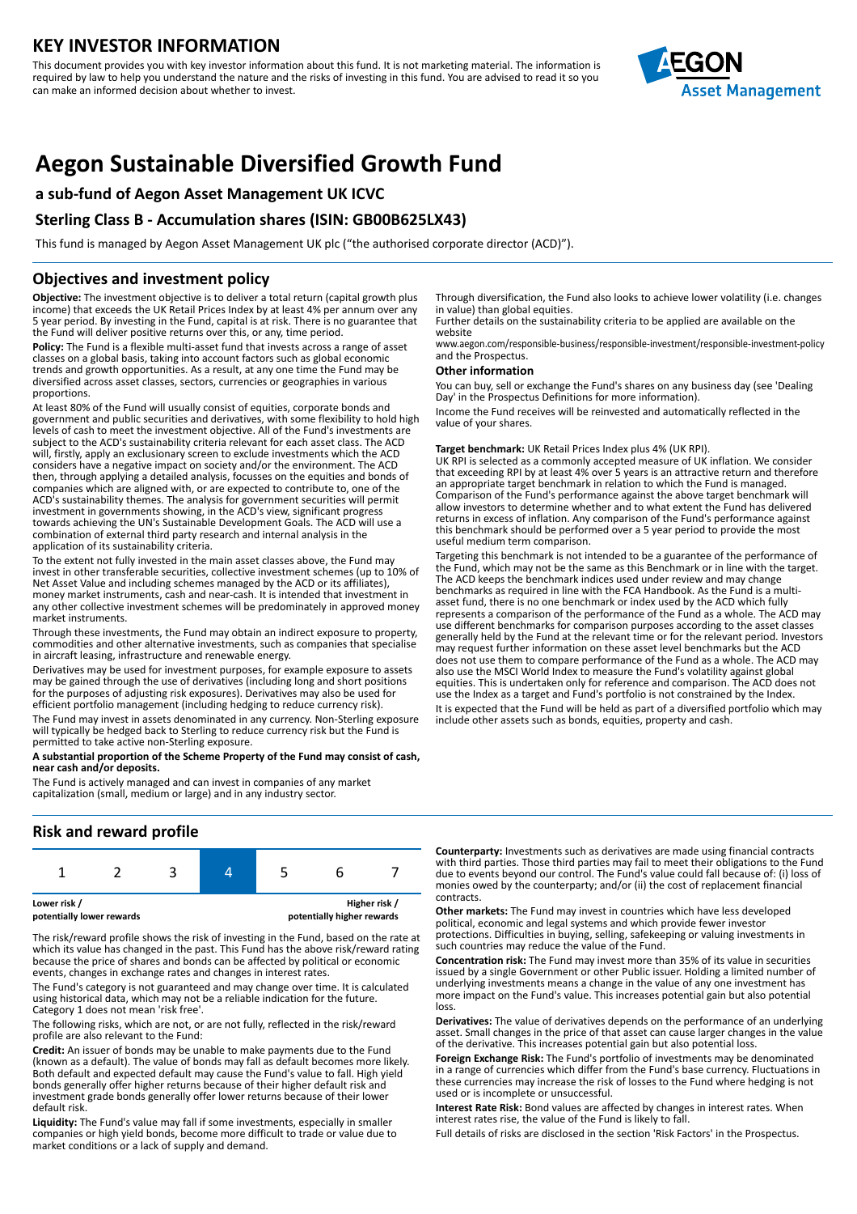# KEY INVESTOR INFORMATION

This document provides you with key investor information about this fund. It is not marketing material. The information is required by law to help you understand the nature and the risks of investing in this fund. You are advised to read it so you can make an informed decision about whether to invest.

# Aegon Sustainable Diversified Growth Fund

### a sub-fund of Aegon Asset Management UK ICVC

### Sterling Class B - Accumulation shares (ISIN: GB00B625LX43)

This fund is managed by Aegon Asset Management UK plc ("the authorised corporate director (ACD)").

## Objectives and investment policy

**Objective:** The investment objective is to deliver a total return (capital growth plus income) that exceeds the UK Retail Prices Index by at least 4% per annum over any 5 year period. By investing in the Fund, capital is at risk. There is no guarantee that the Fund will deliver positive returns over this, or any, time period.

**Policy:** The Fund is a flexible multi-asset fund that invests across a range of asset classes on a global basis, taking into account factors such as global economic trends and growth opportunities. As a result, at any one time the Fund may be diversified across asset classes, sectors, currencies or geographies in various proportions.

At least 80% of the Fund will usually consist of equities, corporate bonds and government and public securities and derivatives, with some flexibility to hold high levels of cash to meet the investment objective. All of the Fund's investments are subject to the ACD's sustainability criteria relevant for each asset class. The ACD will, firstly, apply an exclusionary screen to exclude investments which the ACD considers have a negative impact on society and/or the environment. The ACD then, through applying a detailed analysis, focusses on the equities and bonds of companies which are aligned with, or are expected to contribute to, one of the ACD's sustainability themes. The analysis for government securities will permit investment in governments showing, in the ACD's view, significant progress towards achieving the UN's Sustainable Development Goals. The ACD will use a combination of external third party research and internal analysis in the application of its sustainability criteria.

To the extent not fully invested in the main asset classes above, the Fund may invest in other transferable securities, collective investment schemes (up to 10% of Net Asset Value and including schemes managed by the ACD or its affiliates), money market instruments, cash and near-cash. It is intended that investment in any other collective investment schemes will be predominately in approved money market instruments.

Through these investments, the Fund may obtain an indirect exposure to property, commodities and other alternative investments, such as companies that specialise in aircraft leasing, infrastructure and renewable energy.

Derivatives may be used for investment purposes, for example exposure to assets may be gained through the use of derivatives (including long and short positions for the purposes of adjusting risk exposures). Derivatives may also be used for efficient portfolio management (including hedging to reduce currency risk).

The Fund may invest in assets denominated in any currency. Non-Sterling exposure will typically be hedged back to Sterling to reduce currency risk but the Fund is permitted to take active non-Sterling exposure.

**A substantial proportion of the Scheme Property of the Fund may consist of cash, near cash and/or deposits.**

The Fund is actively managed and can invest in companies of any market capitalization (small, medium or large) and in any industry sector.

Through diversification, the Fund also looks to achieve lower volatility (i.e. changes in value) than global equities.

Further details on the sustainability criteria to be applied are available on the website www.aegon.com/responsible-business/responsible-investment/responsible-investment-policy and the Prospectus.

### Other information

You can buy, sell or exchange the Fund's shares on any business day (see 'Dealing Day' in the Prospectus Definitions for more information).

Income the Fund receives will be reinvested and automatically reflected in the value of your shares.

**Target benchmark:** UK Retail Prices Index plus 4% (UK RPI).

UK RPI is selected as a commonly accepted measure of UK inflation. We consider that exceeding RPI by at least 4% over 5 years is an attractive return and therefore an appropriate target benchmark in relation to which the Fund is managed. Comparison of the Fund's performance against the above target benchmark will allow investors to determine whether and to what extent the Fund has delivered returns in excess of inflation. Any comparison of the Fund's performance against this benchmark should be performed over a 5 year period to provide the most useful medium term comparison.

Targeting this benchmark is not intended to be a guarantee of the performance of the Fund, which may not be the same as this Benchmark or in line with the target. The ACD keeps the benchmark indices used under review and may change benchmarks as required in line with the FCA Handbook. As the Fund is a multi-asset fund, there is no one benchmark or index used by the ACD which fully represents a comparison of the performance of the Fund as a whole. The ACD may use different benchmarks for comparison purposes according to the asset classes generally held by the Fund at the relevant time or for the relevant period. Investors may request further information on these asset level benchmarks but the ACD does not use them to compare performance of the Fund as a whole. The ACD may also use the MSCI World Index to measure the Fund's volatility against global equities. This is undertaken only for reference and comparison. The ACD does not use the Index as a target and Fund's portfolio is not constrained by the Index.

It is expected that the Fund will be held as part of a diversified portfolio which may include other assets such as bonds, equities, property and cash.

## Risk and reward profile

| 1 | 2 | 3 | **4** | 5 | 6 | 7 |
|---|---|---|---|---|---|---|

**Lower risk / potentially lower rewards** — **Higher risk / potentially higher rewards**

The risk/reward profile shows the risk of investing in the Fund, based on the rate at which its value has changed in the past. This Fund has the above risk/reward rating because the price of shares and bonds can be affected by political or economic events, changes in exchange rates and changes in interest rates.

The Fund's category is not guaranteed and may change over time. It is calculated using historical data, which may not be a reliable indication for the future. Category 1 does not mean 'risk free'.

The following risks, which are not, or are not fully, reflected in the risk/reward profile are also relevant to the Fund:

**Credit:** An issuer of bonds may be unable to make payments due to the Fund (known as a default). The value of bonds may fall as default becomes more likely. Both default and expected default may cause the Fund's value to fall. High yield bonds generally offer higher returns because of their higher default risk and investment grade bonds generally offer lower returns because of their lower default risk.

**Liquidity:** The Fund's value may fall if some investments, especially in smaller companies or high yield bonds, become more difficult to trade or value due to market conditions or a lack of supply and demand.

**Counterparty:** Investments such as derivatives are made using financial contracts with third parties. Those third parties may fail to meet their obligations to the Fund due to events beyond our control. The Fund's value could fall because of: (i) loss of monies owed by the counterparty; and/or (ii) the cost of replacement financial contracts.

**Other markets:** The Fund may invest in countries which have less developed political, economic and legal systems and which provide fewer investor protections. Difficulties in buying, selling, safekeeping or valuing investments in such countries may reduce the value of the Fund.

**Concentration risk:** The Fund may invest more than 35% of its value in securities issued by a single Government or other Public issuer. Holding a limited number of underlying investments means a change in the value of any one investment has more impact on the Fund's value. This increases potential gain but also potential loss.

**Derivatives:** The value of derivatives depends on the performance of an underlying asset. Small changes in the price of that asset can cause larger changes in the value of the derivative. This increases potential gain but also potential loss.

**Foreign Exchange Risk:** The Fund's portfolio of investments may be denominated in a range of currencies which differ from the Fund's base currency. Fluctuations in these currencies may increase the risk of losses to the Fund where hedging is not used or is incomplete or unsuccessful.

**Interest Rate Risk:** Bond values are affected by changes in interest rates. When interest rates rise, the value of the Fund is likely to fall.

Full details of risks are disclosed in the section 'Risk Factors' in the Prospectus.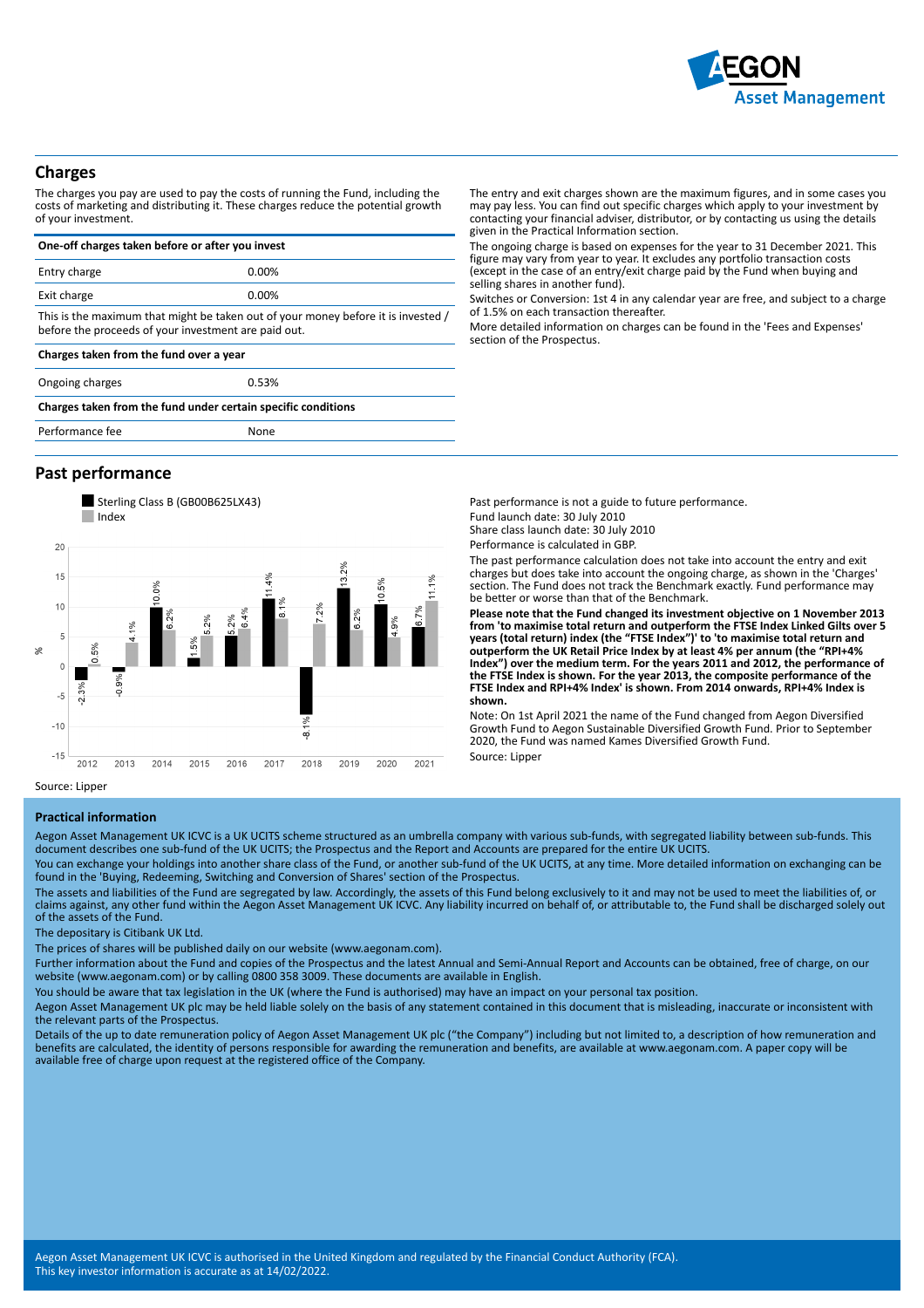## Charges

The charges you pay are used to pay the costs of running the Fund, including the costs of marketing and distributing it. These charges reduce the potential growth of your investment.

| One-off charges taken before or after you invest | |
|---|---|
| Entry charge | 0.00% |
| Exit charge | 0.00% |
| This is the maximum that might be taken out of your money before it is invested / before the proceeds of your investment are paid out. | |
| **Charges taken from the fund over a year** | |
| Ongoing charges | 0.53% |
| **Charges taken from the fund under certain specific conditions** | |
| Performance fee | None |

The entry and exit charges shown are the maximum figures, and in some cases you may pay less. You can find out specific charges which apply to your investment by contacting your financial adviser, distributor, or by contacting us using the details given in the Practical Information section.

The ongoing charge is based on expenses for the year to 31 December 2021. This figure may vary from year to year. It excludes any portfolio transaction costs (except in the case of an entry/exit charge paid by the Fund when buying and selling shares in another fund).

Switches or Conversion: 1st 4 in any calendar year are free, and subject to a charge of 1.5% on each transaction thereafter.

More detailed information on charges can be found in the 'Fees and Expenses' section of the Prospectus.

## Past performance

Sterling Class B (GB00B625LX43)
Index

%
20
15
10
5
0
-5
-10
-15

2012: -2.3% 0.5%
2013: -0.9% 4.1%
2014: 10.0% 6.2%
2015: 1.5% 5.2%
2016: 5.2% 6.4%
2017: 11.4% 8.1%
2018: -8.1% 7.2%
2019: 13.2% 6.2%
2020: 10.5% 4.9%
2021: 6.7% 11.1%

Source: Lipper

Past performance is not a guide to future performance.
Fund launch date: 30 July 2010
Share class launch date: 30 July 2010
Performance is calculated in GBP.

The past performance calculation does not take into account the entry and exit charges but does take into account the ongoing charge, as shown in the 'Charges' section. The Fund does not track the Benchmark exactly. Fund performance may be better or worse than that of the Benchmark.

**Please note that the Fund changed its investment objective on 1 November 2013 from 'to maximise total return and outperform the FTSE Index Linked Gilts over 5 years (total return) index (the "FTSE Index")' to 'to maximise total return and outperform the UK Retail Price Index by at least 4% per annum (the "RPI+4% Index") over the medium term. For the years 2011 and 2012, the performance of the FTSE Index is shown. For the year 2013, the composite performance of the FTSE Index and RPI+4% Index' is shown. From 2014 onwards, RPI+4% Index is shown.**

Note: On 1st April 2021 the name of the Fund changed from Aegon Diversified Growth Fund to Aegon Sustainable Diversified Growth Fund. Prior to September 2020, the Fund was named Kames Diversified Growth Fund.

Source: Lipper

### Practical information

Aegon Asset Management UK ICVC is a UK UCITS scheme structured as an umbrella company with various sub-funds, with segregated liability between sub-funds. This document describes one sub-fund of the UK UCITS; the Prospectus and the Report and Accounts are prepared for the entire UK UCITS.

You can exchange your holdings into another share class of the Fund, or another sub-fund of the UK UCITS, at any time. More detailed information on exchanging can be found in the 'Buying, Redeeming, Switching and Conversion of Shares' section of the Prospectus.

The assets and liabilities of the Fund are segregated by law. Accordingly, the assets of this Fund belong exclusively to it and may not be used to meet the liabilities of, or claims against, any other fund within the Aegon Asset Management UK ICVC. Any liability incurred on behalf of, or attributable to, the Fund shall be discharged solely out of the assets of the Fund.

The depositary is Citibank UK Ltd.

The prices of shares will be published daily on our website (www.aegonam.com).

Further information about the Fund and copies of the Prospectus and the latest Annual and Semi-Annual Report and Accounts can be obtained, free of charge, on our website (www.aegonam.com) or by calling 0800 358 3009. These documents are available in English.

You should be aware that tax legislation in the UK (where the Fund is authorised) may have an impact on your personal tax position.

Aegon Asset Management UK plc may be held liable solely on the basis of any statement contained in this document that is misleading, inaccurate or inconsistent with the relevant parts of the Prospectus.

Details of the up to date remuneration policy of Aegon Asset Management UK plc ("the Company") including but not limited to, a description of how remuneration and benefits are calculated, the identity of persons responsible for awarding the remuneration and benefits, are available at www.aegonam.com. A paper copy will be available free of charge upon request at the registered office of the Company.

Aegon Asset Management UK ICVC is authorised in the United Kingdom and regulated by the Financial Conduct Authority (FCA).
This key investor information is accurate as at 14/02/2022.